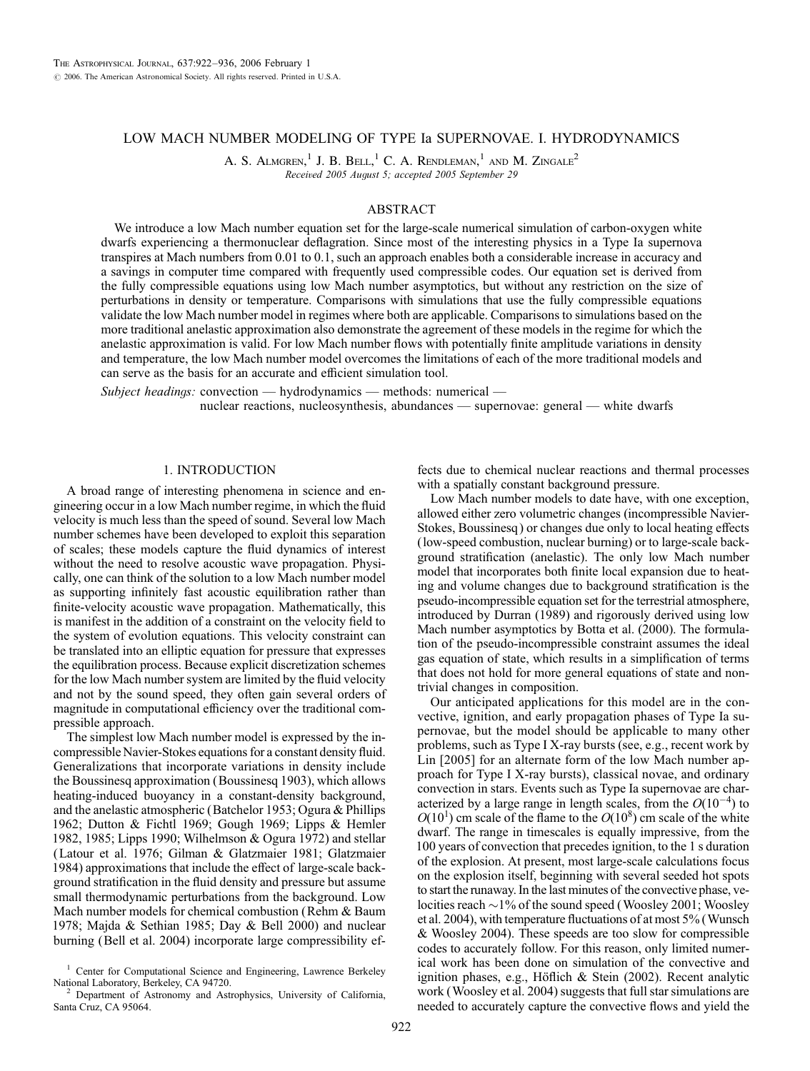# LOW MACH NUMBER MODELING OF TYPE Ia SUPERNOVAE. I. HYDRODYNAMICS

A. S. Almgren,[1] J. B. Bell,[1] C. A. Rendleman,[1] and M. Zingale[2]

*Received 2005 August 5; accepted 2005 September 29*

## ABSTRACT

We introduce a low Mach number equation set for the large-scale numerical simulation of carbon-oxygen white dwarfs experiencing a thermonuclear deflagration. Since most of the interesting physics in a Type Ia supernova transpires at Mach numbers from 0.01 to 0.1, such an approach enables both a considerable increase in accuracy and a savings in computer time compared with frequently used compressible codes. Our equation set is derived from the fully compressible equations using low Mach number asymptotics, but without any restriction on the size of perturbations in density or temperature. Comparisons with simulations that use the fully compressible equations validate the low Mach number model in regimes where both are applicable. Comparisons to simulations based on the more traditional anelastic approximation also demonstrate the agreement of these models in the regime for which the anelastic approximation is valid. For low Mach number flows with potentially finite amplitude variations in density and temperature, the low Mach number model overcomes the limitations of each of the more traditional models and can serve as the basis for an accurate and efficient simulation tool.

*Subject headings:* convection — hydrodynamics — methods: numerical — nuclear reactions, nucleosynthesis, abundances — supernovae: general — white dwarfs

## 1. INTRODUCTION

A broad range of interesting phenomena in science and engineering occur in a low Mach number regime, in which the fluid velocity is much less than the speed of sound. Several low Mach number schemes have been developed to exploit this separation of scales; these models capture the fluid dynamics of interest without the need to resolve acoustic wave propagation. Physically, one can think of the solution to a low Mach number model as supporting infinitely fast acoustic equilibration rather than finite-velocity acoustic wave propagation. Mathematically, this is manifest in the addition of a constraint on the velocity field to the system of evolution equations. This velocity constraint can be translated into an elliptic equation for pressure that expresses the equilibration process. Because explicit discretization schemes for the low Mach number system are limited by the fluid velocity and not by the sound speed, they often gain several orders of magnitude in computational efficiency over the traditional compressible approach.

The simplest low Mach number model is expressed by the incompressible Navier-Stokes equations for a constant density fluid. Generalizations that incorporate variations in density include the Boussinesq approximation (Boussinesq 1903), which allows heating-induced buoyancy in a constant-density background, and the anelastic atmospheric (Batchelor 1953; Ogura & Phillips 1962; Dutton & Fichtl 1969; Gough 1969; Lipps & Hemler 1982, 1985; Lipps 1990; Wilhelmson & Ogura 1972) and stellar (Latour et al. 1976; Gilman & Glatzmaier 1981; Glatzmaier 1984) approximations that include the effect of large-scale background stratification in the fluid density and pressure but assume small thermodynamic perturbations from the background. Low Mach number models for chemical combustion (Rehm & Baum 1978; Majda & Sethian 1985; Day & Bell 2000) and nuclear burning (Bell et al. 2004) incorporate large compressibility effects due to chemical nuclear reactions and thermal processes with a spatially constant background pressure.

Low Mach number models to date have, with one exception, allowed either zero volumetric changes (incompressible Navier-Stokes, Boussinesq) or changes due only to local heating effects (low-speed combustion, nuclear burning) or to large-scale background stratification (anelastic). The only low Mach number model that incorporates both finite local expansion due to heating and volume changes due to background stratification is the pseudo-incompressible equation set for the terrestrial atmosphere, introduced by Durran (1989) and rigorously derived using low Mach number asymptotics by Botta et al. (2000). The formulation of the pseudo-incompressible constraint assumes the ideal gas equation of state, which results in a simplification of terms that does not hold for more general equations of state and nontrivial changes in composition.

Our anticipated applications for this model are in the convective, ignition, and early propagation phases of Type Ia supernovae, but the model should be applicable to many other problems, such as Type I X-ray bursts (see, e.g., recent work by Lin [2005] for an alternate form of the low Mach number approach for Type I X-ray bursts), classical novae, and ordinary convection in stars. Events such as Type Ia supernovae are characterized by a large range in length scales, from the $O(10^{-4})$ to $O(10^{1})$ cm scale of the flame to the $O(10^{8})$ cm scale of the white dwarf. The range in timescales is equally impressive, from the 100 years of convection that precedes ignition, to the 1 s duration of the explosion. At present, most large-scale calculations focus on the explosion itself, beginning with several seeded hot spots to start the runaway. In the last minutes of the convective phase, velocities reach ~1% of the sound speed (Woosley 2001; Woosley et al. 2004), with temperature fluctuations of at most 5% (Wunsch & Woosley 2004). These speeds are too slow for compressible codes to accurately follow. For this reason, only limited numerical work has been done on simulation of the convective and ignition phases, e.g., Höflich & Stein (2002). Recent analytic work (Woosley et al. 2004) suggests that full star simulations are needed to accurately capture the convective flows and yield the

[1] Center for Computational Science and Engineering, Lawrence Berkeley National Laboratory, Berkeley, CA 94720.

[2] Department of Astronomy and Astrophysics, University of California, Santa Cruz, CA 95064.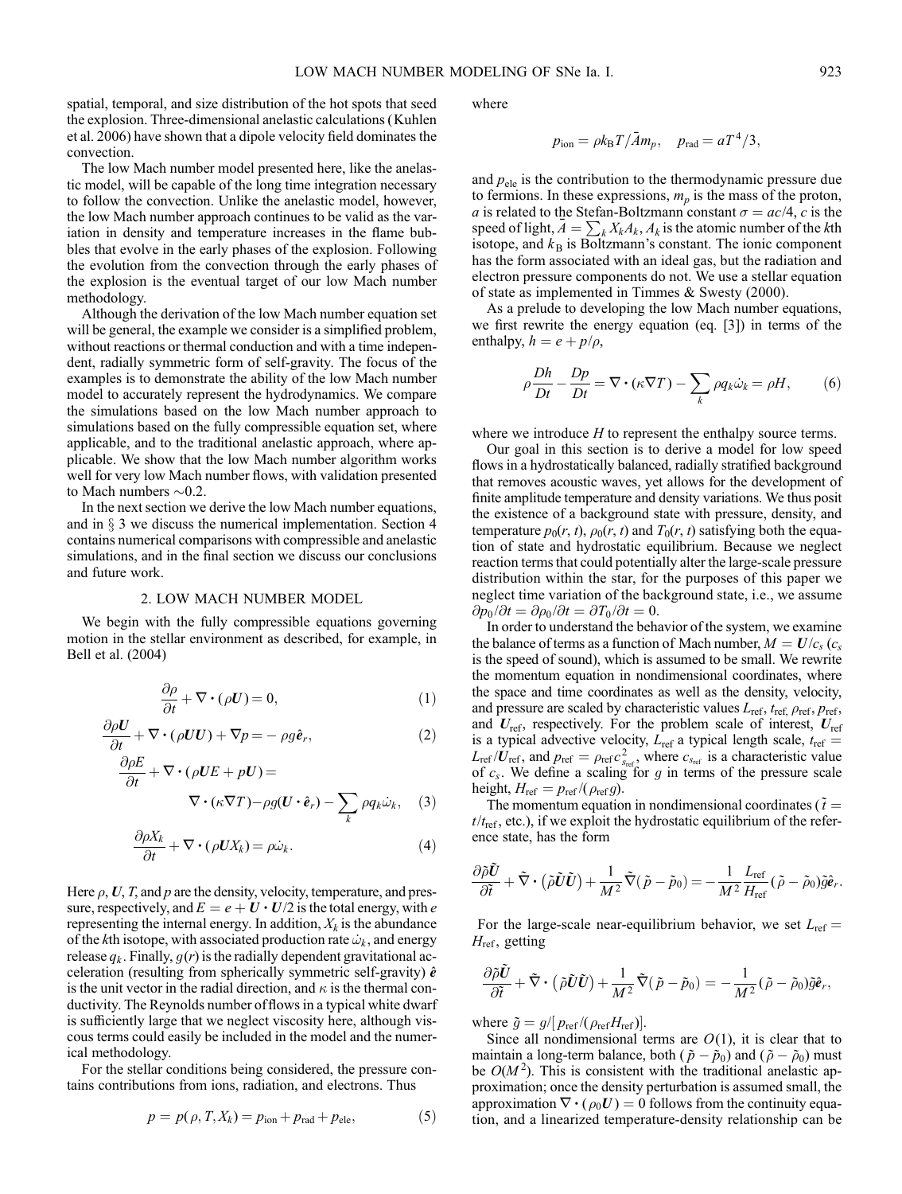spatial, temporal, and size distribution of the hot spots that seed the explosion. Three-dimensional anelastic calculations (Kuhlen et al. 2006) have shown that a dipole velocity field dominates the convection.

The low Mach number model presented here, like the anelastic model, will be capable of the long time integration necessary to follow the convection. Unlike the anelastic model, however, the low Mach number approach continues to be valid as the variation in density and temperature increases in the flame bubbles that evolve in the early phases of the explosion. Following the evolution from the convection through the early phases of the explosion is the eventual target of our low Mach number methodology.

Although the derivation of the low Mach number equation set will be general, the example we consider is a simplified problem, without reactions or thermal conduction and with a time independent, radially symmetric form of self-gravity. The focus of the examples is to demonstrate the ability of the low Mach number model to accurately represent the hydrodynamics. We compare the simulations based on the low Mach number approach to simulations based on the fully compressible equation set, where applicable, and to the traditional anelastic approach, where applicable. We show that the low Mach number algorithm works well for very low Mach number flows, with validation presented to Mach numbers ~0.2.

In the next section we derive the low Mach number equations, and in § 3 we discuss the numerical implementation. Section 4 contains numerical comparisons with compressible and anelastic simulations, and in the final section we discuss our conclusions and future work.

## 2. LOW MACH NUMBER MODEL

We begin with the fully compressible equations governing motion in the stellar environment as described, for example, in Bell et al. (2004)

$$\frac{\partial \rho}{\partial t} + \nabla \cdot (\rho \boldsymbol{U}) = 0, \tag{1}$$

$$\frac{\partial \rho \boldsymbol{U}}{\partial t} + \nabla \cdot (\rho \boldsymbol{U}\boldsymbol{U}) + \nabla p = -\rho g \hat{\boldsymbol{e}}_r, \tag{2}$$

$$\frac{\partial \rho E}{\partial t} + \nabla \cdot (\rho \boldsymbol{U} E + p\boldsymbol{U}) = \nabla \cdot (\kappa \nabla T) - \rho g (\boldsymbol{U} \cdot \hat{\boldsymbol{e}}_r) - \sum_k \rho q_k \dot{\omega}_k, \tag{3}$$

$$\frac{\partial \rho X_k}{\partial t} + \nabla \cdot (\rho \boldsymbol{U} X_k) = \rho \dot{\omega}_k. \tag{4}$$

Here $\rho$, $\boldsymbol{U}$, $T$, and $p$ are the density, velocity, temperature, and pressure, respectively, and $E = e + \boldsymbol{U} \cdot \boldsymbol{U}/2$ is the total energy, with $e$ representing the internal energy. In addition, $X_k$ is the abundance of the $k$th isotope, with associated production rate $\dot{\omega}_k$, and energy release $q_k$. Finally, $g(r)$ is the radially dependent gravitational acceleration (resulting from spherically symmetric self-gravity) $\hat{\boldsymbol{e}}$ is the unit vector in the radial direction, and $\kappa$ is the thermal conductivity. The Reynolds number of flows in a typical white dwarf is sufficiently large that we neglect viscosity here, although viscous terms could easily be included in the model and the numerical methodology.

For the stellar conditions being considered, the pressure contains contributions from ions, radiation, and electrons. Thus

$$p = p(\rho, T, X_k) = p_{\text{ion}} + p_{\text{rad}} + p_{\text{ele}}, \tag{5}$$

where

$$p_{\text{ion}} = \rho k_{\text{B}} T / \bar{A} m_p, \quad p_{\text{rad}} = aT^4/3,$$

and $p_{\text{ele}}$ is the contribution to the thermodynamic pressure due to fermions. In these expressions, $m_p$ is the mass of the proton, $a$ is related to the Stefan-Boltzmann constant $\sigma = ac/4$, $c$ is the speed of light, $\bar{A} = \sum_k X_k A_k$, $A_k$ is the atomic number of the $k$th isotope, and $k_{\text{B}}$ is Boltzmann's constant. The ionic component has the form associated with an ideal gas, but the radiation and electron pressure components do not. We use a stellar equation of state as implemented in Timmes & Swesty (2000).

As a prelude to developing the low Mach number equations, we first rewrite the energy equation (eq. [3]) in terms of the enthalpy, $h = e + p/\rho$,

$$\rho \frac{Dh}{Dt} - \frac{Dp}{Dt} = \nabla \cdot (\kappa \nabla T) - \sum_k \rho q_k \dot{\omega}_k = \rho H, \tag{6}$$

where we introduce $H$ to represent the enthalpy source terms.

Our goal in this section is to derive a model for low speed flows in a hydrostatically balanced, radially stratified background that removes acoustic waves, yet allows for the development of finite amplitude temperature and density variations. We thus posit the existence of a background state with pressure, density, and temperature $p_0(r, t)$, $\rho_0(r, t)$ and $T_0(r, t)$ satisfying both the equation of state and hydrostatic equilibrium. Because we neglect reaction terms that could potentially alter the large-scale pressure distribution within the star, for the purposes of this paper we neglect time variation of the background state, i.e., we assume $\partial p_0/\partial t = \partial \rho_0/\partial t = \partial T_0/\partial t = 0$.

In order to understand the behavior of the system, we examine the balance of terms as a function of Mach number, $M = U/c_s$ ($c_s$ is the speed of sound), which is assumed to be small. We rewrite the momentum equation in nondimensional coordinates, where the space and time coordinates as well as the density, velocity, and pressure are scaled by characteristic values $L_{\text{ref}}$, $t_{\text{ref}}$, $\rho_{\text{ref}}$, $p_{\text{ref}}$, and $\boldsymbol{U}_{\text{ref}}$, respectively. For the problem scale of interest, $\boldsymbol{U}_{\text{ref}}$ is a typical advective velocity, $L_{\text{ref}}$ a typical length scale, $t_{\text{ref}} = L_{\text{ref}}/\boldsymbol{U}_{\text{ref}}$, and $p_{\text{ref}} = \rho_{\text{ref}} c^2_{s_{\text{ref}}}$, where $c_{s_{\text{ref}}}$ is a characteristic value of $c_s$. We define a scaling for $g$ in terms of the pressure scale height, $H_{\text{ref}} = p_{\text{ref}}/(\rho_{\text{ref}} g)$.

The momentum equation in nondimensional coordinates ($\tilde{t} = t/t_{\text{ref}}$, etc.), if we exploit the hydrostatic equilibrium of the reference state, has the form

$$\frac{\partial \tilde{\rho} \tilde{\boldsymbol{U}}}{\partial \tilde{t}} + \tilde{\nabla} \cdot \left( \tilde{\rho} \tilde{\boldsymbol{U}} \tilde{\boldsymbol{U}} \right) + \frac{1}{M^2} \tilde{\nabla} (\tilde{p} - \tilde{p}_0) = -\frac{1}{M^2} \frac{L_{\text{ref}}}{H_{\text{ref}}} (\tilde{\rho} - \tilde{\rho}_0) \tilde{g} \hat{\boldsymbol{e}}_r.$$

For the large-scale near-equilibrium behavior, we set $L_{\text{ref}} = H_{\text{ref}}$, getting

$$\frac{\partial \tilde{\rho} \tilde{\boldsymbol{U}}}{\partial \tilde{t}} + \tilde{\nabla} \cdot \left( \tilde{\rho} \tilde{\boldsymbol{U}} \tilde{\boldsymbol{U}} \right) + \frac{1}{M^2} \tilde{\nabla} (\tilde{p} - \tilde{p}_0) = -\frac{1}{M^2} (\tilde{\rho} - \tilde{\rho}_0) \tilde{g} \hat{\boldsymbol{e}}_r,$$

where $\tilde{g} = g/[p_{\text{ref}}/(\rho_{\text{ref}} H_{\text{ref}})]$.

Since all nondimensional terms are $O(1)$, it is clear that to maintain a long-term balance, both $(\tilde{p} - \tilde{p}_0)$ and $(\tilde{\rho} - \tilde{\rho}_0)$ must be $O(M^2)$. This is consistent with the traditional anelastic approximation; once the density perturbation is assumed small, the approximation $\nabla \cdot (\rho_0 \boldsymbol{U}) = 0$ follows from the continuity equation, and a linearized temperature-density relationship can be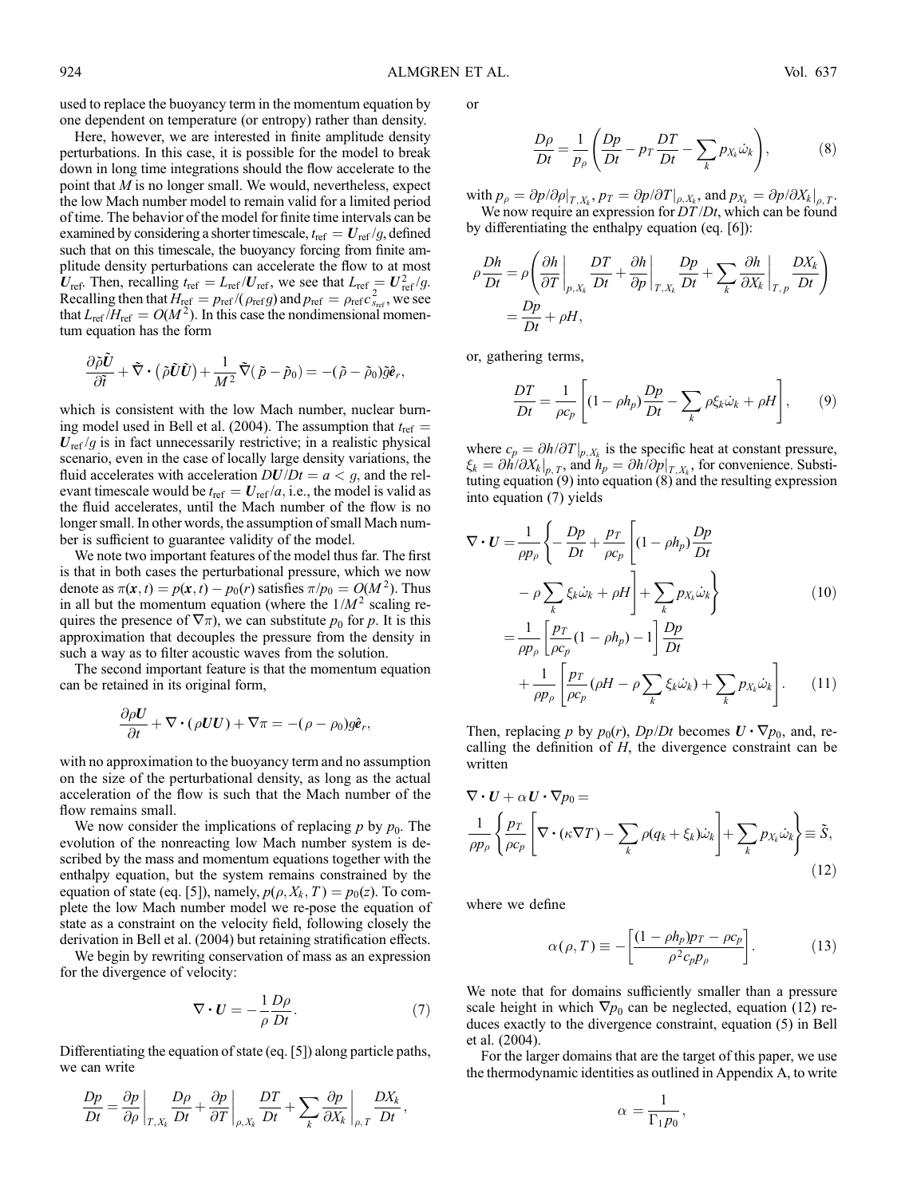used to replace the buoyancy term in the momentum equation by one dependent on temperature (or entropy) rather than density.

Here, however, we are interested in finite amplitude density perturbations. In this case, it is possible for the model to break down in long time integrations should the flow accelerate to the point that $M$ is no longer small. We would, nevertheless, expect the low Mach number model to remain valid for a limited period of time. The behavior of the model for finite time intervals can be examined by considering a shorter timescale, $t_{\rm ref} = \boldsymbol{U}_{\rm ref}/g$, defined such that on this timescale, the buoyancy forcing from finite amplitude density perturbations can accelerate the flow to at most $\boldsymbol{U}_{\rm ref}$. Then, recalling $t_{\rm ref} = L_{\rm ref}/\boldsymbol{U}_{\rm ref}$, we see that $L_{\rm ref} = \boldsymbol{U}_{\rm ref}^2/g$. Recalling then that $H_{\rm ref} = p_{\rm ref}/(\rho_{\rm ref} g)$ and $p_{\rm ref} = \rho_{\rm ref} c_{s_{\rm ref}}^2$, we see that $L_{\rm ref}/H_{\rm ref} = O(M^2)$. In this case the nondimensional momentum equation has the form

$$\frac{\partial \tilde{\rho}\tilde{\boldsymbol{U}}}{\partial \tilde{t}} + \tilde{\nabla}\cdot\left(\tilde{\rho}\tilde{\boldsymbol{U}}\tilde{\boldsymbol{U}}\right) + \frac{1}{M^2}\tilde{\nabla}(\tilde{p} - \tilde{p}_0) = -(\tilde{\rho} - \tilde{\rho}_0)\tilde{g}\hat{\boldsymbol{e}}_r,$$

which is consistent with the low Mach number, nuclear burning model used in Bell et al. (2004). The assumption that $t_{\rm ref} = \boldsymbol{U}_{\rm ref}/g$ is in fact unnecessarily restrictive; in a realistic physical scenario, even in the case of locally large density variations, the fluid accelerates with acceleration $D\boldsymbol{U}/Dt = a < g$, and the relevant timescale would be $t_{\rm ref} = \boldsymbol{U}_{\rm ref}/a$, i.e., the model is valid as the fluid accelerates, until the Mach number of the flow is no longer small. In other words, the assumption of small Mach number is sufficient to guarantee validity of the model.

We note two important features of the model thus far. The first is that in both cases the perturbational pressure, which we now denote as $\pi(\boldsymbol{x}, t) = p(\boldsymbol{x}, t) - p_0(r)$ satisfies $\pi/p_0 = O(M^2)$. Thus in all but the momentum equation (where the $1/M^2$ scaling requires the presence of $\nabla\pi$), we can substitute $p_0$ for $p$. It is this approximation that decouples the pressure from the density in such a way as to filter acoustic waves from the solution.

The second important feature is that the momentum equation can be retained in its original form,

$$\frac{\partial \rho\boldsymbol{U}}{\partial t} + \nabla\cdot(\rho\boldsymbol{U}\boldsymbol{U}) + \nabla\pi = -(\rho - \rho_0)g\hat{\boldsymbol{e}}_r,$$

with no approximation to the buoyancy term and no assumption on the size of the perturbational density, as long as the actual acceleration of the flow is such that the Mach number of the flow remains small.

We now consider the implications of replacing $p$ by $p_0$. The evolution of the nonreacting low Mach number system is described by the mass and momentum equations together with the enthalpy equation, but the system remains constrained by the equation of state (eq. [5]), namely, $p(\rho, X_k, T) = p_0(z)$. To complete the low Mach number model we re-pose the equation of state as a constraint on the velocity field, following closely the derivation in Bell et al. (2004) but retaining stratification effects.

We begin by rewriting conservation of mass as an expression for the divergence of velocity:

$$\nabla\cdot\boldsymbol{U} = -\frac{1}{\rho}\frac{D\rho}{Dt}. \qquad (7)$$

Differentiating the equation of state (eq. [5]) along particle paths, we can write

$$\frac{Dp}{Dt} = \left.\frac{\partial p}{\partial\rho}\right|_{T,X_k}\frac{D\rho}{Dt} + \left.\frac{\partial p}{\partial T}\right|_{\rho,X_k}\frac{DT}{Dt} + \sum_k \left.\frac{\partial p}{\partial X_k}\right|_{\rho,T}\frac{DX_k}{Dt},$$

or

$$\frac{D\rho}{Dt} = \frac{1}{p_\rho}\left(\frac{Dp}{Dt} - p_T\frac{DT}{Dt} - \sum_k p_{X_k}\dot{\omega}_k\right), \qquad (8)$$

with $p_\rho = \partial p/\partial\rho|_{T,X_k}$, $p_T = \partial p/\partial T|_{\rho,X_k}$, and $p_{X_k} = \partial p/\partial X_k|_{\rho,T}$.

We now require an expression for $DT/Dt$, which can be found by differentiating the enthalpy equation (eq. [6]):

$$\rho\frac{Dh}{Dt} = \rho\left(\left.\frac{\partial h}{\partial T}\right|_{p,X_k}\frac{DT}{Dt} + \left.\frac{\partial h}{\partial p}\right|_{T,X_k}\frac{Dp}{Dt} + \sum_k\left.\frac{\partial h}{\partial X_k}\right|_{T,p}\frac{DX_k}{Dt}\right)$$
$$= \frac{Dp}{Dt} + \rho H,$$

or, gathering terms,

$$\frac{DT}{Dt} = \frac{1}{\rho c_p}\left[(1 - \rho h_p)\frac{Dp}{Dt} - \sum_k \rho\xi_k\dot{\omega}_k + \rho H\right], \qquad (9)$$

where $c_p = \partial h/\partial T|_{p,X_k}$ is the specific heat at constant pressure, $\xi_k = \partial h/\partial X_k|_{p,T}$, and $h_p = \partial h/\partial p|_{T,X_k}$, for convenience. Substituting equation (9) into equation (8) and the resulting expression into equation (7) yields

$$\nabla\cdot\boldsymbol{U} = \frac{1}{\rho p_\rho}\left\{-\frac{Dp}{Dt} + \frac{p_T}{\rho c_p}\left[(1 - \rho h_p)\frac{Dp}{Dt} - \rho\sum_k\xi_k\dot{\omega}_k + \rho H\right] + \sum_k p_{X_k}\dot{\omega}_k\right\} \qquad (10)$$

$$= \frac{1}{\rho p_\rho}\left[\frac{p_T}{\rho c_p}(1 - \rho h_p) - 1\right]\frac{Dp}{Dt} + \frac{1}{\rho p_\rho}\left[\frac{p_T}{\rho c_p}\left(\rho H - \rho\sum_k\xi_k\dot{\omega}_k\right) + \sum_k p_{X_k}\dot{\omega}_k\right]. \qquad (11)$$

Then, replacing $p$ by $p_0(r)$, $Dp/Dt$ becomes $\boldsymbol{U}\cdot\nabla p_0$, and, recalling the definition of $H$, the divergence constraint can be written

$$\nabla\cdot\boldsymbol{U} + \alpha\boldsymbol{U}\cdot\nabla p_0 = \frac{1}{\rho p_\rho}\left\{\frac{p_T}{\rho c_p}\left[\nabla\cdot(\kappa\nabla T) - \sum_k\rho(q_k + \xi_k)\dot{\omega}_k\right] + \sum_k p_{X_k}\dot{\omega}_k\right\} \equiv \tilde{S}, \qquad (12)$$

where we define

$$\alpha(\rho, T) \equiv -\left[\frac{(1 - \rho h_p)p_T - \rho c_p}{\rho^2 c_p p_\rho}\right]. \qquad (13)$$

We note that for domains sufficiently smaller than a pressure scale height in which $\nabla p_0$ can be neglected, equation (12) reduces exactly to the divergence constraint, equation (5) in Bell et al. (2004).

For the larger domains that are the target of this paper, we use the thermodynamic identities as outlined in Appendix A, to write

$$\alpha = \frac{1}{\Gamma_1 p_0},$$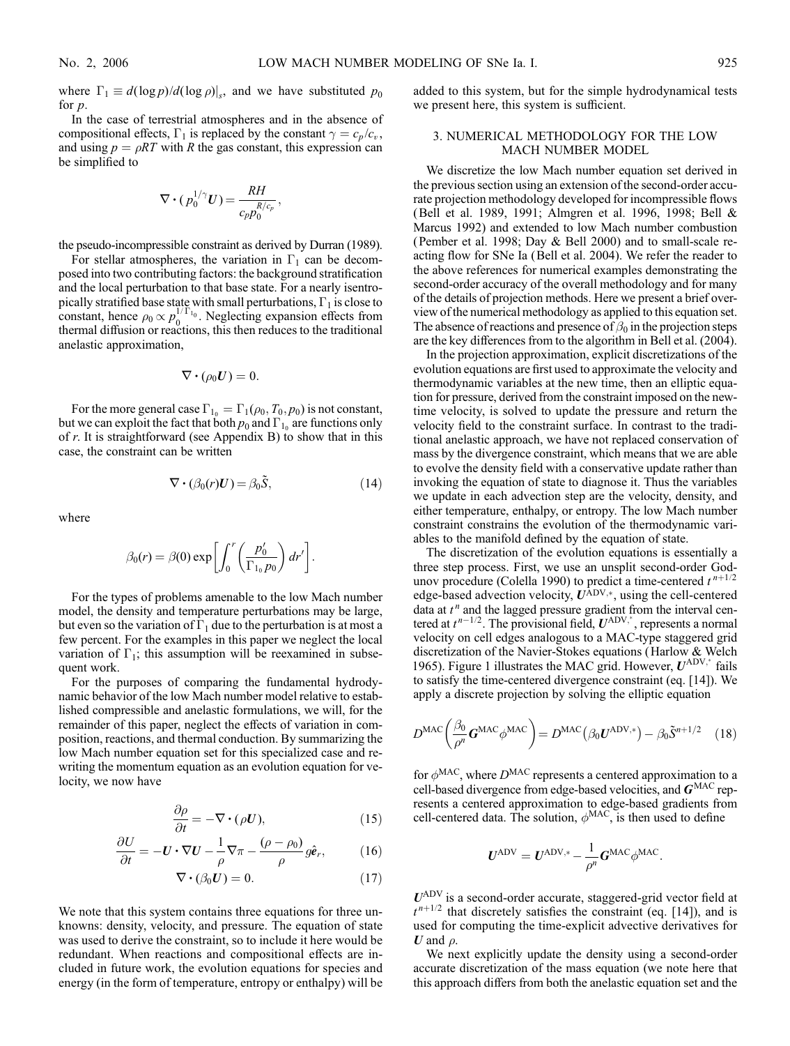where $\Gamma_1 \equiv d(\log p)/d(\log \rho)|_s$, and we have substituted $p_0$ for $p$.

In the case of terrestrial atmospheres and in the absence of compositional effects, $\Gamma_1$ is replaced by the constant $\gamma = c_p/c_v$, and using $p = \rho RT$ with $R$ the gas constant, this expression can be simplified to

$$\nabla \cdot (p_0^{1/\gamma} \boldsymbol{U}) = \frac{RH}{c_p p_0^{R/c_p}},$$

the pseudo-incompressible constraint as derived by Durran (1989).

For stellar atmospheres, the variation in $\Gamma_1$ can be decomposed into two contributing factors: the background stratification and the local perturbation to that base state. For a nearly isentropically stratified base state with small perturbations, $\Gamma_1$ is close to constant, hence $\rho_0 \propto p_0^{1/\Gamma_{1_0}}$. Neglecting expansion effects from thermal diffusion or reactions, this then reduces to the traditional anelastic approximation,

$$\nabla \cdot (\rho_0 \boldsymbol{U}) = 0.$$

For the more general case $\Gamma_{1_0} = \Gamma_1(\rho_0, T_0, p_0)$ is not constant, but we can exploit the fact that both $p_0$ and $\Gamma_{1_0}$ are functions only of $r$. It is straightforward (see Appendix B) to show that in this case, the constraint can be written

$$\nabla \cdot (\beta_0(r) \boldsymbol{U}) = \beta_0 \tilde{S}, \tag{14}$$

where

$$\beta_0(r) = \beta(0) \exp\left[\int_0^r \left(\frac{p_0'}{\Gamma_{1_0} p_0}\right) dr'\right].$$

For the types of problems amenable to the low Mach number model, the density and temperature perturbations may be large, but even so the variation of $\Gamma_1$ due to the perturbation is at most a few percent. For the examples in this paper we neglect the local variation of $\Gamma_1$; this assumption will be reexamined in subsequent work.

For the purposes of comparing the fundamental hydrodynamic behavior of the low Mach number model relative to established compressible and anelastic formulations, we will, for the remainder of this paper, neglect the effects of variation in composition, reactions, and thermal conduction. By summarizing the low Mach number equation set for this specialized case and rewriting the momentum equation as an evolution equation for velocity, we now have

$$\frac{\partial \rho}{\partial t} = -\nabla \cdot (\rho \boldsymbol{U}), \tag{15}$$

$$\frac{\partial \boldsymbol{U}}{\partial t} = -\boldsymbol{U} \cdot \nabla \boldsymbol{U} - \frac{1}{\rho}\nabla \pi - \frac{(\rho - \rho_0)}{\rho} g \hat{\boldsymbol{e}}_r, \tag{16}$$

$$\nabla \cdot (\beta_0 \boldsymbol{U}) = 0. \tag{17}$$

We note that this system contains three equations for three unknowns: density, velocity, and pressure. The equation of state was used to derive the constraint, so to include it here would be redundant. When reactions and compositional effects are included in future work, the evolution equations for species and energy (in the form of temperature, entropy or enthalpy) will be added to this system, but for the simple hydrodynamical tests we present here, this system is sufficient.

## 3. NUMERICAL METHODOLOGY FOR THE LOW MACH NUMBER MODEL

We discretize the low Mach number equation set derived in the previous section using an extension of the second-order accurate projection methodology developed for incompressible flows (Bell et al. 1989, 1991; Almgren et al. 1996, 1998; Bell & Marcus 1992) and extended to low Mach number combustion (Pember et al. 1998; Day & Bell 2000) and to small-scale reacting flow for SNe Ia (Bell et al. 2004). We refer the reader to the above references for numerical examples demonstrating the second-order accuracy of the overall methodology and for many of the details of projection methods. Here we present a brief overview of the numerical methodology as applied to this equation set. The absence of reactions and presence of $\beta_0$ in the projection steps are the key differences from to the algorithm in Bell et al. (2004).

In the projection approximation, explicit discretizations of the evolution equations are first used to approximate the velocity and thermodynamic variables at the new time, then an elliptic equation for pressure, derived from the constraint imposed on the new-time velocity, is solved to update the pressure and return the velocity field to the constraint surface. In contrast to the traditional anelastic approach, we have not replaced conservation of mass by the divergence constraint, which means that we are able to evolve the density field with a conservative update rather than invoking the equation of state to diagnose it. Thus the variables we update in each advection step are the velocity, density, and either temperature, enthalpy, or entropy. The low Mach number constraint constrains the evolution of the thermodynamic variables to the manifold defined by the equation of state.

The discretization of the evolution equations is essentially a three step process. First, we use an unsplit second-order Godunov procedure (Colella 1990) to predict a time-centered $t^{n+1/2}$ edge-based advection velocity, $\boldsymbol{U}^{\text{ADV},*}$, using the cell-centered data at $t^n$ and the lagged pressure gradient from the interval centered at $t^{n-1/2}$. The provisional field, $\boldsymbol{U}^{\text{ADV},*}$, represents a normal velocity on cell edges analogous to a MAC-type staggered grid discretization of the Navier-Stokes equations (Harlow & Welch 1965). Figure 1 illustrates the MAC grid. However, $\boldsymbol{U}^{\text{ADV},*}$ fails to satisfy the time-centered divergence constraint (eq. [14]). We apply a discrete projection by solving the elliptic equation

$$D^{\text{MAC}}\left(\frac{\beta_0}{\rho^n} \boldsymbol{G}^{\text{MAC}} \phi^{\text{MAC}}\right) = D^{\text{MAC}}\left(\beta_0 \boldsymbol{U}^{\text{ADV},*}\right) - \beta_0 \tilde{S}^{n+1/2} \tag{18}$$

for $\phi^{\text{MAC}}$, where $D^{\text{MAC}}$ represents a centered approximation to a cell-based divergence from edge-based velocities, and $\boldsymbol{G}^{\text{MAC}}$ represents a centered approximation to edge-based gradients from cell-centered data. The solution, $\phi^{\text{MAC}}$, is then used to define

$$\boldsymbol{U}^{\text{ADV}} = \boldsymbol{U}^{\text{ADV},*} - \frac{1}{\rho^n} \boldsymbol{G}^{\text{MAC}} \phi^{\text{MAC}}.$$

$\boldsymbol{U}^{\text{ADV}}$ is a second-order accurate, staggered-grid vector field at $t^{n+1/2}$ that discretely satisfies the constraint (eq. [14]), and is used for computing the time-explicit advective derivatives for $\boldsymbol{U}$ and $\rho$.

We next explicitly update the density using a second-order accurate discretization of the mass equation (we note here that this approach differs from both the anelastic equation set and the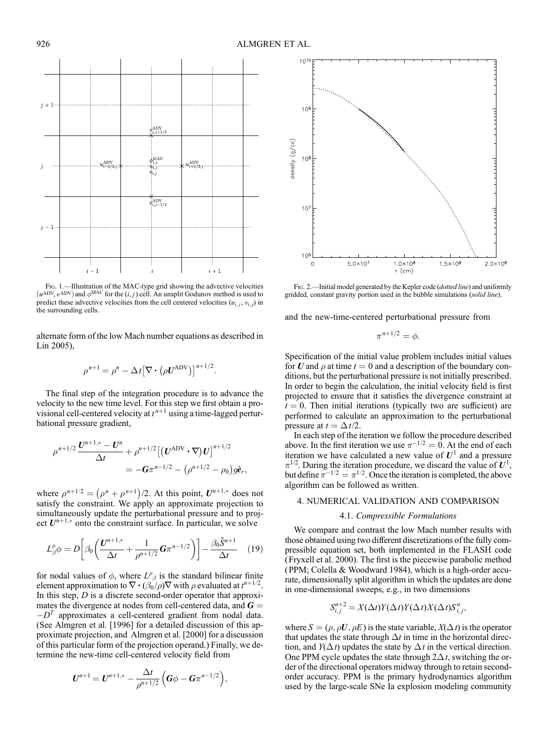FIG. 1.—Illustration of the MAC-type grid showing the advective velocities ($u^{\rm ADV}$, $v^{\rm ADV}$) and $\phi^{\rm MAC}$ for the $(i, j)$ cell. An unsplit Godunov method is used to predict these advective velocities from the cell centered velocities ($u_{i,j}$, $v_{i,j}$) in the surrounding cells.

FIG. 2.—Initial model generated by the Kepler code (*dotted line*) and uniformly gridded, constant gravity portion used in the bubble simulations (*solid line*).

alternate form of the low Mach number equations as described in Lin 2005),

$$\rho^{n+1} = \rho^n - \Delta t \left[\nabla \cdot \left(\rho \boldsymbol{U}^{\rm ADV}\right)\right]^{n+1/2}.$$

The final step of the integration procedure is to advance the velocity to the new time level. For this step we first obtain a provisional cell-centered velocity at $t^{n+1}$ using a time-lagged perturbational pressure gradient,

$$\rho^{n+1/2}\frac{\boldsymbol{U}^{n+1,*} - \boldsymbol{U}^n}{\Delta t} + \rho^{n+1/2}\left[\left(\boldsymbol{U}^{\rm ADV} \cdot \nabla\right)\boldsymbol{U}\right]^{n+1/2} = -\boldsymbol{G}\pi^{n-1/2} - \left(\rho^{n+1/2} - \rho_0\right)g\hat{\boldsymbol{e}}_r,$$

where $\rho^{n+1/2} = \left(\rho^n + \rho^{n+1}\right)/2$. At this point, $\boldsymbol{U}^{n+1,*}$ does not satisfy the constraint. We apply an approximate projection to simultaneously update the perturbational pressure and to project $\boldsymbol{U}^{n+1,*}$ onto the constraint surface. In particular, we solve

$$L^{\rho}_{\beta}\phi = D\left[\beta_0\left(\frac{\boldsymbol{U}^{n+1,*}}{\Delta t} + \frac{1}{\rho^{n+1/2}}\boldsymbol{G}\pi^{n-1/2}\right)\right] - \frac{\beta_0\tilde{S}^{n+1}}{\Delta t} \quad (19)$$

for nodal values of $\phi$, where $L^{\rho}{}_{\beta}$ is the standard bilinear finite element approximation to $\nabla \cdot (\beta_0/\rho)\nabla$ with $\rho$ evaluated at $t^{n+1/2}$. In this step, $D$ is a discrete second-order operator that approximates the divergence at nodes from cell-centered data, and $\boldsymbol{G} = -D^T$ approximates a cell-centered gradient from nodal data. (See Almgren et al. [1996] for a detailed discussion of this approximate projection, and Almgren et al. [2000] for a discussion of this particular form of the projection operand.) Finally, we determine the new-time cell-centered velocity field from

$$\boldsymbol{U}^{n+1} = \boldsymbol{U}^{n+1,*} - \frac{\Delta t}{\rho^{n+1/2}}\left(\boldsymbol{G}\phi - \boldsymbol{G}\pi^{n-1/2}\right),$$

and the new-time-centered perturbational pressure from

$$\pi^{n+1/2} = \phi.$$

Specification of the initial value problem includes initial values for $\boldsymbol{U}$ and $\rho$ at time $t = 0$ and a description of the boundary conditions, but the perturbational pressure is not initially prescribed. In order to begin the calculation, the initial velocity field is first projected to ensure that it satisfies the divergence constraint at $t = 0$. Then initial iterations (typically two are sufficient) are performed to calculate an approximation to the perturbational pressure at $t = \Delta t/2$.

In each step of the iteration we follow the procedure described above. In the first iteration we use $\pi^{-1/2} = 0$. At the end of each iteration we have calculated a new value of $\boldsymbol{U}^1$ and a pressure $\pi^{1/2}$. During the iteration procedure, we discard the value of $\boldsymbol{U}^1$, but define $\pi^{-1/2} = \pi^{1/2}$. Once the iteration is completed, the above algorithm can be followed as written.

## 4. NUMERICAL VALIDATION AND COMPARISON

### 4.1. *Compressible Formulations*

We compare and contrast the low Mach number results with those obtained using two different discretizations of the fully compressible equation set, both implemented in the FLASH code (Fryxell et al. 2000). The first is the piecewise parabolic method (PPM; Colella & Woodward 1984), which is a high-order accurate, dimensionally split algorithm in which the updates are done in one-dimensional sweeps, e.g., in two dimensions

$$S^{n+2}_{i,j} = X(\Delta t)Y(\Delta t)Y(\Delta t)X(\Delta t)S^n_{i,j},$$

where $S = (\rho, \rho\boldsymbol{U}, \rho E)$ is the state variable, $X(\Delta t)$ is the operator that updates the state through $\Delta t$ in time in the horizontal direction, and $Y(\Delta t)$ updates the state by $\Delta t$ in the vertical direction. One PPM cycle updates the state through $2\Delta t$, switching the order of the directional operators midway through to retain second-order accuracy. PPM is the primary hydrodynamics algorithm used by the large-scale SNe Ia explosion modeling community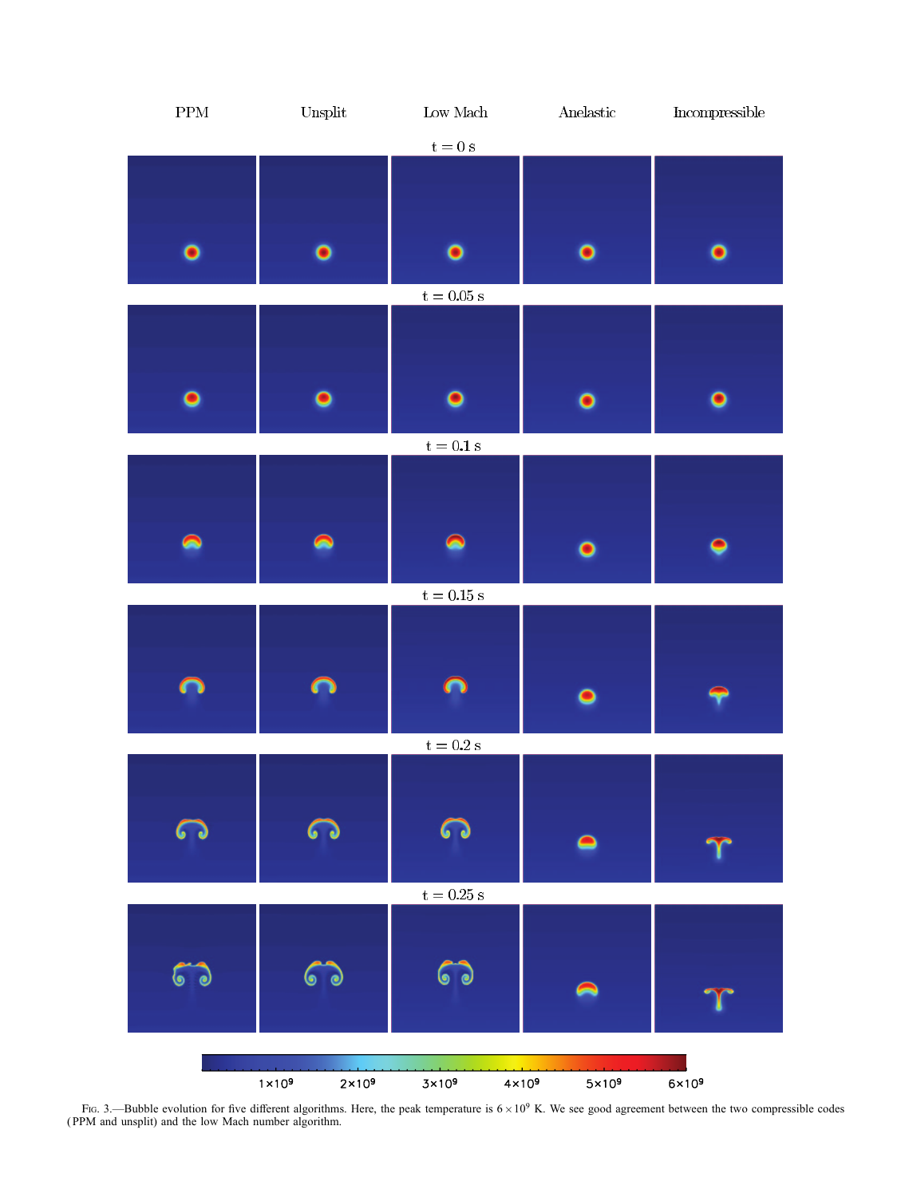Fig. 3.—Bubble evolution for five different algorithms. Here, the peak temperature is $6 \times 10^9$ K. We see good agreement between the two compressible codes (PPM and unsplit) and the low Mach number algorithm.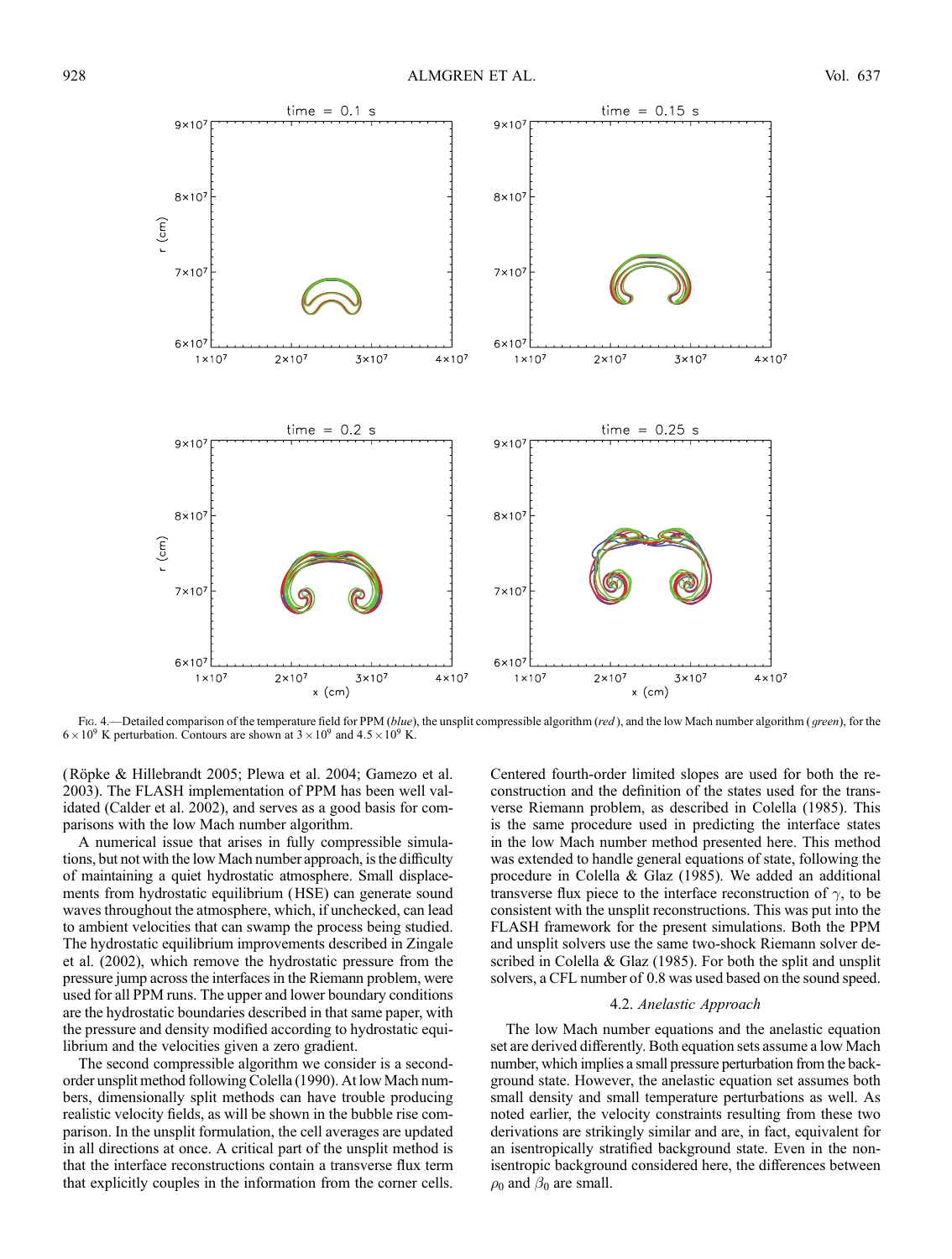Fig. 4.—Detailed comparison of the temperature field for PPM (*blue*), the unsplit compressible algorithm (*red*), and the low Mach number algorithm (*green*), for the $6 \times 10^9$ K perturbation. Contours are shown at $3 \times 10^9$ and $4.5 \times 10^9$ K.

(Röpke & Hillebrandt 2005; Plewa et al. 2004; Gamezo et al. 2003). The FLASH implementation of PPM has been well validated (Calder et al. 2002), and serves as a good basis for comparisons with the low Mach number algorithm.

A numerical issue that arises in fully compressible simulations, but not with the low Mach number approach, is the difficulty of maintaining a quiet hydrostatic atmosphere. Small displacements from hydrostatic equilibrium (HSE) can generate sound waves throughout the atmosphere, which, if unchecked, can lead to ambient velocities that can swamp the process being studied. The hydrostatic equilibrium improvements described in Zingale et al. (2002), which remove the hydrostatic pressure from the pressure jump across the interfaces in the Riemann problem, were used for all PPM runs. The upper and lower boundary conditions are the hydrostatic boundaries described in that same paper, with the pressure and density modified according to hydrostatic equilibrium and the velocities given a zero gradient.

The second compressible algorithm we consider is a second-order unsplit method following Colella (1990). At low Mach numbers, dimensionally split methods can have trouble producing realistic velocity fields, as will be shown in the bubble rise comparison. In the unsplit formulation, the cell averages are updated in all directions at once. A critical part of the unsplit method is that the interface reconstructions contain a transverse flux term that explicitly couples in the information from the corner cells. Centered fourth-order limited slopes are used for both the reconstruction and the definition of the states used for the transverse Riemann problem, as described in Colella (1985). This is the same procedure used in predicting the interface states in the low Mach number method presented here. This method was extended to handle general equations of state, following the procedure in Colella & Glaz (1985). We added an additional transverse flux piece to the interface reconstruction of $\gamma$, to be consistent with the unsplit reconstructions. This was put into the FLASH framework for the present simulations. Both the PPM and unsplit solvers use the same two-shock Riemann solver described in Colella & Glaz (1985). For both the split and unsplit solvers, a CFL number of 0.8 was used based on the sound speed.

### 4.2. *Anelastic Approach*

The low Mach number equations and the anelastic equation set are derived differently. Both equation sets assume a low Mach number, which implies a small pressure perturbation from the background state. However, the anelastic equation set assumes both small density and small temperature perturbations as well. As noted earlier, the velocity constraints resulting from these two derivations are strikingly similar and are, in fact, equivalent for an isentropically stratified background state. Even in the non-isentropic background considered here, the differences between $\rho_0$ and $\beta_0$ are small.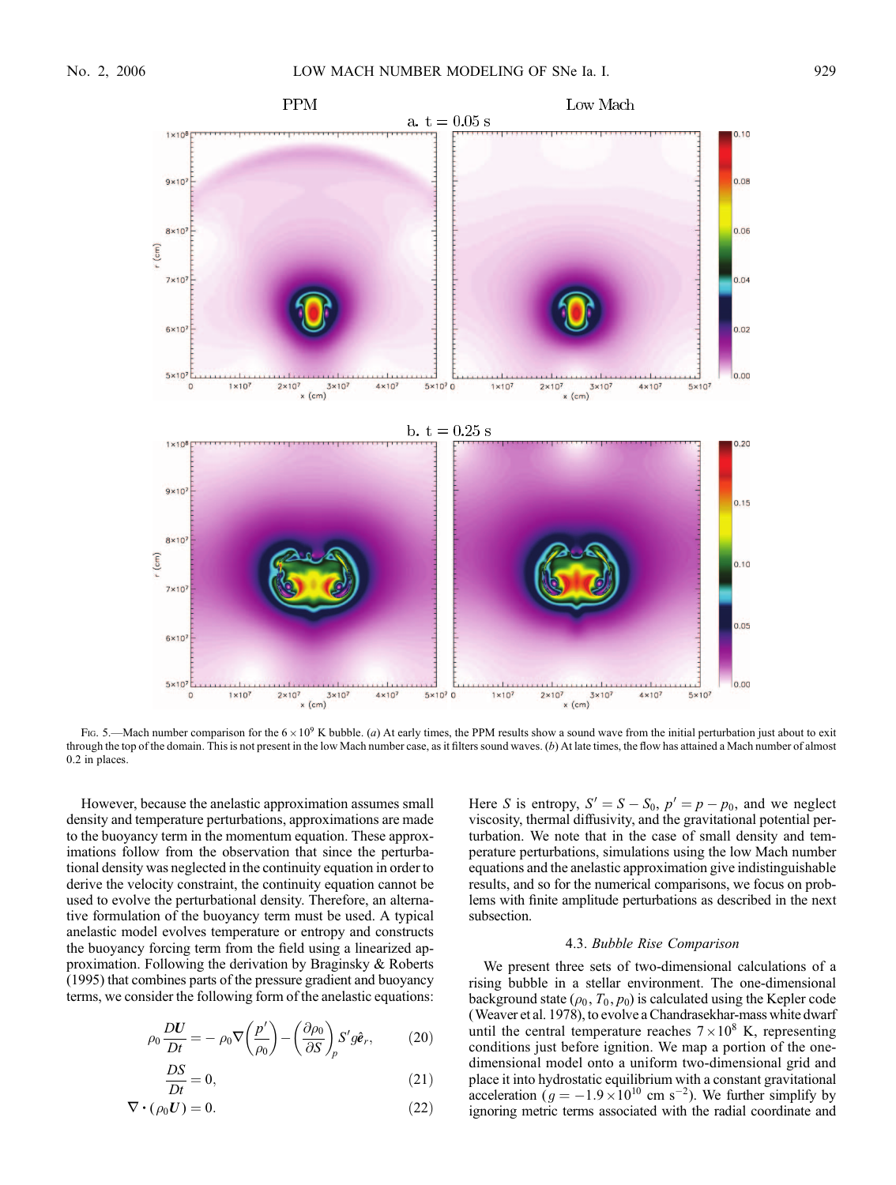Fig. 5.—Mach number comparison for the $6 \times 10^9$ K bubble. (*a*) At early times, the PPM results show a sound wave from the initial perturbation just about to exit through the top of the domain. This is not present in the low Mach number case, as it filters sound waves. (*b*) At late times, the flow has attained a Mach number of almost 0.2 in places.

However, because the anelastic approximation assumes small density and temperature perturbations, approximations are made to the buoyancy term in the momentum equation. These approximations follow from the observation that since the perturbational density was neglected in the continuity equation in order to derive the velocity constraint, the continuity equation cannot be used to evolve the perturbational density. Therefore, an alternative formulation of the buoyancy term must be used. A typical anelastic model evolves temperature or entropy and constructs the buoyancy forcing term from the field using a linearized approximation. Following the derivation by Braginsky & Roberts (1995) that combines parts of the pressure gradient and buoyancy terms, we consider the following form of the anelastic equations:

$$\rho_0 \frac{D\boldsymbol{U}}{Dt} = -\rho_0 \nabla\left(\frac{p'}{\rho_0}\right) - \left(\frac{\partial \rho_0}{\partial S}\right)_p S' g\hat{\boldsymbol{e}}_r, \tag{20}$$

$$\frac{DS}{Dt} = 0, \tag{21}$$

$$\nabla \cdot (\rho_0 \boldsymbol{U}) = 0. \tag{22}$$

Here $S$ is entropy, $S' = S - S_0$, $p' = p - p_0$, and we neglect viscosity, thermal diffusivity, and the gravitational potential perturbation. We note that in the case of small density and temperature perturbations, simulations using the low Mach number equations and the anelastic approximation give indistinguishable results, and so for the numerical comparisons, we focus on problems with finite amplitude perturbations as described in the next subsection.

### 4.3. *Bubble Rise Comparison*

We present three sets of two-dimensional calculations of a rising bubble in a stellar environment. The one-dimensional background state ($\rho_0, T_0, p_0$) is calculated using the Kepler code (Weaver et al. 1978), to evolve a Chandrasekhar-mass white dwarf until the central temperature reaches $7 \times 10^8$ K, representing conditions just before ignition. We map a portion of the one-dimensional model onto a uniform two-dimensional grid and place it into hydrostatic equilibrium with a constant gravitational acceleration ($g = -1.9 \times 10^{10}$ cm s$^{-2}$). We further simplify by ignoring metric terms associated with the radial coordinate and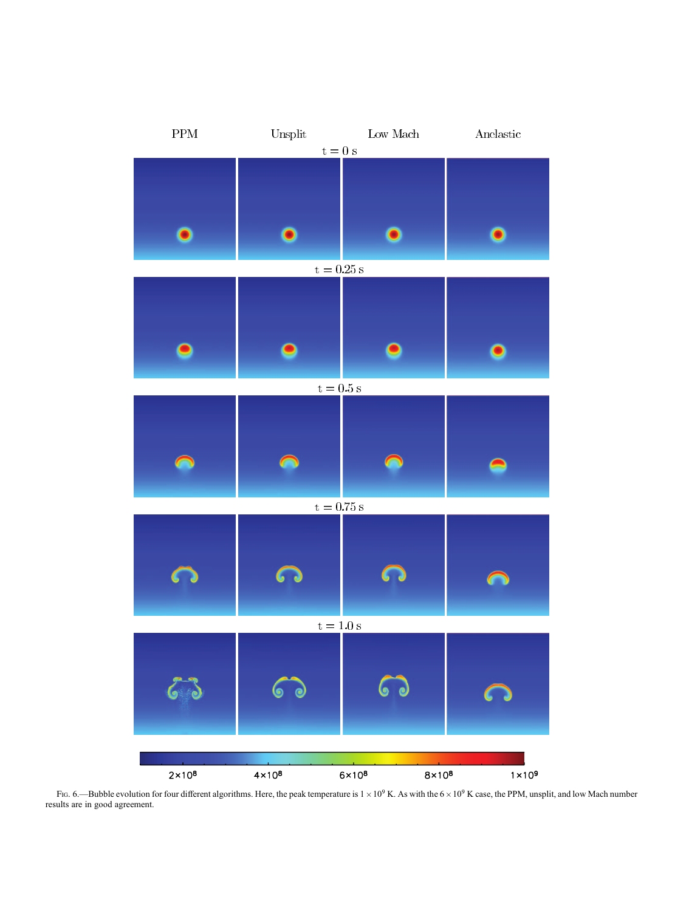Fig. 6.—Bubble evolution for four different algorithms. Here, the peak temperature is $1 \times 10^9$ K. As with the $6 \times 10^9$ K case, the PPM, unsplit, and low Mach number results are in good agreement.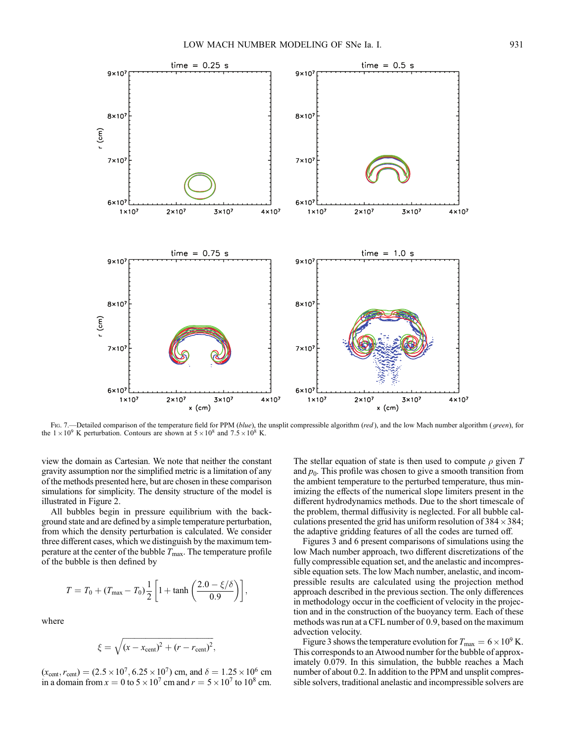Fig. 7.—Detailed comparison of the temperature field for PPM (*blue*), the unsplit compressible algorithm (*red*), and the low Mach number algorithm (*green*), for the $1 \times 10^9$ K perturbation. Contours are shown at $5 \times 10^8$ and $7.5 \times 10^8$ K.

view the domain as Cartesian. We note that neither the constant gravity assumption nor the simplified metric is a limitation of any of the methods presented here, but are chosen in these comparison simulations for simplicity. The density structure of the model is illustrated in Figure 2.

All bubbles begin in pressure equilibrium with the background state and are defined by a simple temperature perturbation, from which the density perturbation is calculated. We consider three different cases, which we distinguish by the maximum temperature at the center of the bubble $T_{\max}$. The temperature profile of the bubble is then defined by

$$T = T_0 + (T_{\max} - T_0)\frac{1}{2}\left[1 + \tanh\left(\frac{2.0 - \xi/\delta}{0.9}\right)\right],$$

where

$$\xi = \sqrt{(x - x_{\text{cent}})^2 + (r - r_{\text{cent}})^2},$$

$(x_{\text{cent}}, r_{\text{cent}}) = (2.5 \times 10^7, 6.25 \times 10^7)$ cm, and $\delta = 1.25 \times 10^6$ cm in a domain from $x = 0$ to $5 \times 10^7$ cm and $r = 5 \times 10^7$ to $10^8$ cm. The stellar equation of state is then used to compute $\rho$ given $T$ and $p_0$. This profile was chosen to give a smooth transition from the ambient temperature to the perturbed temperature, thus minimizing the effects of the numerical slope limiters present in the different hydrodynamics methods. Due to the short timescale of the problem, thermal diffusivity is neglected. For all bubble calculations presented the grid has uniform resolution of $384 \times 384$; the adaptive gridding features of all the codes are turned off.

Figures 3 and 6 present comparisons of simulations using the low Mach number approach, two different discretizations of the fully compressible equation set, and the anelastic and incompressible equation sets. The low Mach number, anelastic, and incompressible results are calculated using the projection method approach described in the previous section. The only differences in methodology occur in the coefficient of velocity in the projection and in the construction of the buoyancy term. Each of these methods was run at a CFL number of 0.9, based on the maximum advection velocity.

Figure 3 shows the temperature evolution for $T_{\max} = 6 \times 10^9$ K. This corresponds to an Atwood number for the bubble of approximately 0.079. In this simulation, the bubble reaches a Mach number of about 0.2. In addition to the PPM and unsplit compressible solvers, traditional anelastic and incompressible solvers are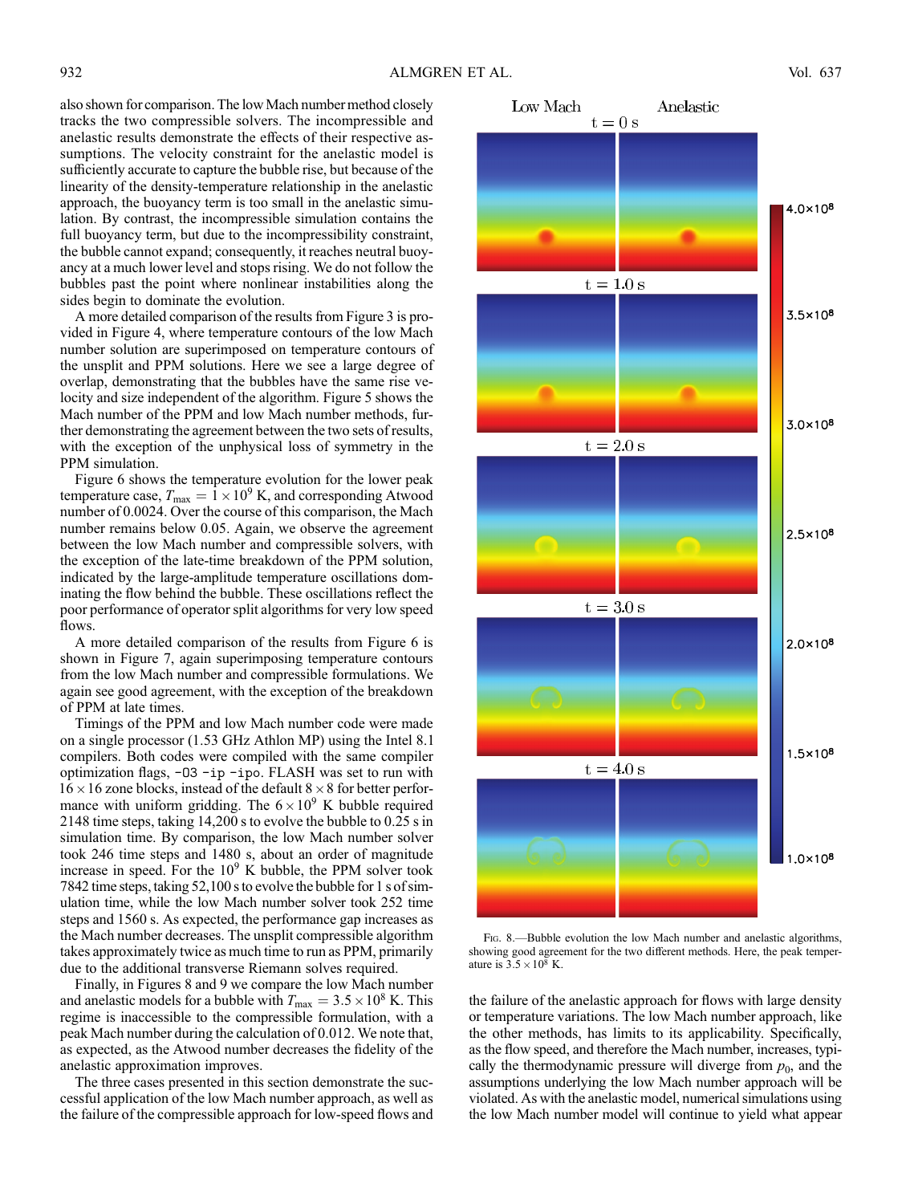also shown for comparison. The low Mach number method closely tracks the two compressible solvers. The incompressible and anelastic results demonstrate the effects of their respective assumptions. The velocity constraint for the anelastic model is sufficiently accurate to capture the bubble rise, but because of the linearity of the density-temperature relationship in the anelastic approach, the buoyancy term is too small in the anelastic simulation. By contrast, the incompressible simulation contains the full buoyancy term, but due to the incompressibility constraint, the bubble cannot expand; consequently, it reaches neutral buoyancy at a much lower level and stops rising. We do not follow the bubbles past the point where nonlinear instabilities along the sides begin to dominate the evolution.

A more detailed comparison of the results from Figure 3 is provided in Figure 4, where temperature contours of the low Mach number solution are superimposed on temperature contours of the unsplit and PPM solutions. Here we see a large degree of overlap, demonstrating that the bubbles have the same rise velocity and size independent of the algorithm. Figure 5 shows the Mach number of the PPM and low Mach number methods, further demonstrating the agreement between the two sets of results, with the exception of the unphysical loss of symmetry in the PPM simulation.

Figure 6 shows the temperature evolution for the lower peak temperature case, $T_{\rm max} = 1 \times 10^9$ K, and corresponding Atwood number of 0.0024. Over the course of this comparison, the Mach number remains below 0.05. Again, we observe the agreement between the low Mach number and compressible solvers, with the exception of the late-time breakdown of the PPM solution, indicated by the large-amplitude temperature oscillations dominating the flow behind the bubble. These oscillations reflect the poor performance of operator split algorithms for very low speed flows.

A more detailed comparison of the results from Figure 6 is shown in Figure 7, again superimposing temperature contours from the low Mach number and compressible formulations. We again see good agreement, with the exception of the breakdown of PPM at late times.

Timings of the PPM and low Mach number code were made on a single processor (1.53 GHz Athlon MP) using the Intel 8.1 compilers. Both codes were compiled with the same compiler optimization flags, `-O3 -ip -ipo`. FLASH was set to run with $16 \times 16$ zone blocks, instead of the default $8 \times 8$ for better performance with uniform gridding. The $6 \times 10^9$ K bubble required 2148 time steps, taking 14,200 s to evolve the bubble to 0.25 s in simulation time. By comparison, the low Mach number solver took 246 time steps and 1480 s, about an order of magnitude increase in speed. For the $10^9$ K bubble, the PPM solver took 7842 time steps, taking 52,100 s to evolve the bubble for 1 s of simulation time, while the low Mach number solver took 252 time steps and 1560 s. As expected, the performance gap increases as the Mach number decreases. The unsplit compressible algorithm takes approximately twice as much time to run as PPM, primarily due to the additional transverse Riemann solves required.

Finally, in Figures 8 and 9 we compare the low Mach number and anelastic models for a bubble with $T_{\rm max} = 3.5 \times 10^8$ K. This regime is inaccessible to the compressible formulation, with a peak Mach number during the calculation of 0.012. We note that, as expected, as the Atwood number decreases the fidelity of the anelastic approximation improves.

The three cases presented in this section demonstrate the successful application of the low Mach number approach, as well as the failure of the compressible approach for low-speed flows and the failure of the anelastic approach for flows with large density or temperature variations. The low Mach number approach, like the other methods, has limits to its applicability. Specifically, as the flow speed, and therefore the Mach number, increases, typically the thermodynamic pressure will diverge from $p_0$, and the assumptions underlying the low Mach number model will be violated. As with the anelastic model, numerical simulations using the low Mach number model will continue to yield what appear

Fig. 8.—Bubble evolution the low Mach number and anelastic algorithms, showing good agreement for the two different methods. Here, the peak temperature is $3.5 \times 10^8$ K.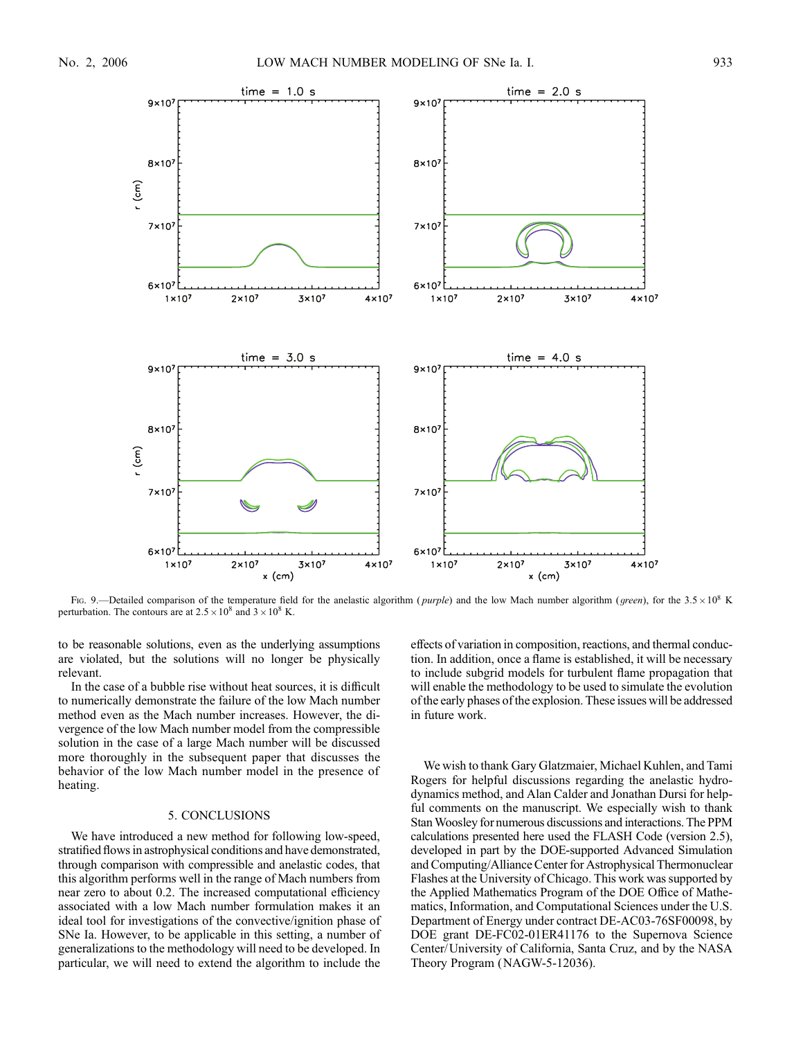Fig. 9.—Detailed comparison of the temperature field for the anelastic algorithm (*purple*) and the low Mach number algorithm (*green*), for the $3.5 \times 10^8$ K perturbation. The contours are at $2.5 \times 10^8$ and $3 \times 10^8$ K.

to be reasonable solutions, even as the underlying assumptions are violated, but the solutions will no longer be physically relevant.

In the case of a bubble rise without heat sources, it is difficult to numerically demonstrate the failure of the low Mach number method even as the Mach number increases. However, the divergence of the low Mach number model from the compressible solution in the case of a large Mach number will be discussed more thoroughly in the subsequent paper that discusses the behavior of the low Mach number model in the presence of heating.

## 5. CONCLUSIONS

We have introduced a new method for following low-speed, stratified flows in astrophysical conditions and have demonstrated, through comparison with compressible and anelastic codes, that this algorithm performs well in the range of Mach numbers from near zero to about 0.2. The increased computational efficiency associated with a low Mach number formulation makes it an ideal tool for investigations of the convective/ignition phase of SNe Ia. However, to be applicable in this setting, a number of generalizations to the methodology will need to be developed. In particular, we will need to extend the algorithm to include the effects of variation in composition, reactions, and thermal conduction. In addition, once a flame is established, it will be necessary to include subgrid models for turbulent flame propagation that will enable the methodology to be used to simulate the evolution of the early phases of the explosion. These issues will be addressed in future work.

We wish to thank Gary Glatzmaier, Michael Kuhlen, and Tami Rogers for helpful discussions regarding the anelastic hydrodynamics method, and Alan Calder and Jonathan Dursi for helpful comments on the manuscript. We especially wish to thank Stan Woosley for numerous discussions and interactions. The PPM calculations presented here used the FLASH Code (version 2.5), developed in part by the DOE-supported Advanced Simulation and Computing/Alliance Center for Astrophysical Thermonuclear Flashes at the University of Chicago. This work was supported by the Applied Mathematics Program of the DOE Office of Mathematics, Information, and Computational Sciences under the U.S. Department of Energy under contract DE-AC03-76SF00098, by DOE grant DE-FC02-01ER41176 to the Supernova Science Center/University of California, Santa Cruz, and by the NASA Theory Program (NAGW-5-12036).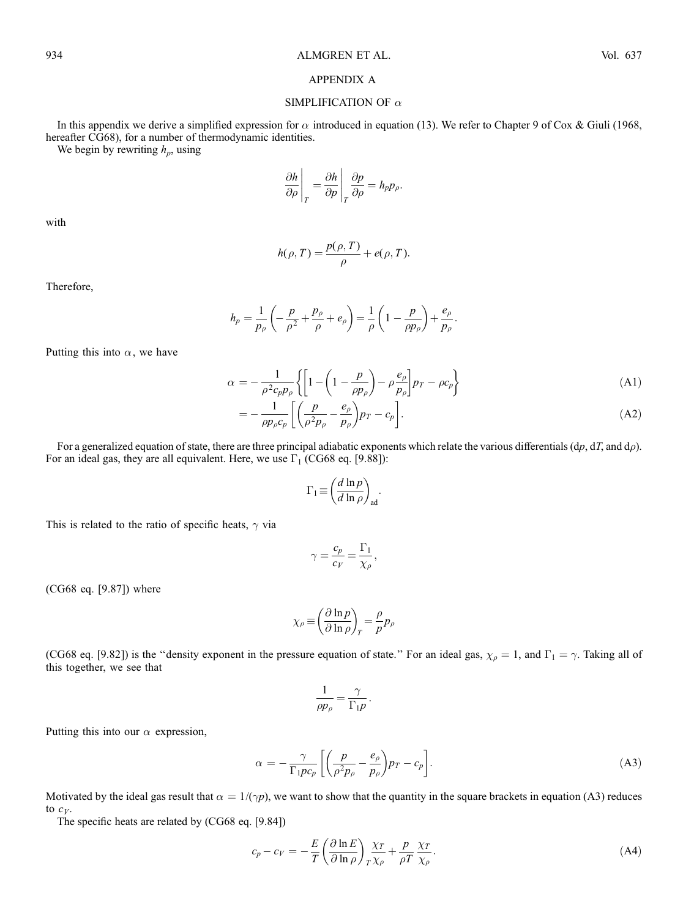## APPENDIX A

### SIMPLIFICATION OF $\alpha$

In this appendix we derive a simplified expression for $\alpha$ introduced in equation (13). We refer to Chapter 9 of Cox & Giuli (1968, hereafter CG68), for a number of thermodynamic identities.

We begin by rewriting $h_p$, using

$$\left.\frac{\partial h}{\partial \rho}\right|_T = \left.\frac{\partial h}{\partial p}\right|_T \frac{\partial p}{\partial \rho} = h_p p_\rho.$$

with

$$h(\rho, T) = \frac{p(\rho, T)}{\rho} + e(\rho, T).$$

Therefore,

$$h_p = \frac{1}{p_\rho}\left(-\frac{p}{\rho^2} + \frac{p_\rho}{\rho} + e_\rho\right) = \frac{1}{\rho}\left(1 - \frac{p}{\rho p_\rho}\right) + \frac{e_\rho}{p_\rho}.$$

Putting this into $\alpha$, we have

$$\alpha = -\frac{1}{\rho^2 c_p p_\rho}\left\{\left[1 - \left(1 - \frac{p}{\rho p_\rho}\right) - \rho\frac{e_\rho}{p_\rho}\right]p_T - \rho c_p\right\} \tag{A1}$$

$$= -\frac{1}{\rho p_\rho c_p}\left[\left(\frac{p}{\rho^2 p_\rho} - \frac{e_\rho}{p_\rho}\right)p_T - c_p\right]. \tag{A2}$$

For a generalized equation of state, there are three principal adiabatic exponents which relate the various differentials ($dp$, $dT$, and $d\rho$). For an ideal gas, they are all equivalent. Here, we use $\Gamma_1$ (CG68 eq. [9.88]):

$$\Gamma_1 \equiv \left(\frac{d \ln p}{d \ln \rho}\right)_{\text{ad}}.$$

This is related to the ratio of specific heats, $\gamma$ via

$$\gamma = \frac{c_p}{c_V} = \frac{\Gamma_1}{\chi_\rho},$$

(CG68 eq. [9.87]) where

$$\chi_\rho \equiv \left(\frac{\partial \ln p}{\partial \ln \rho}\right)_T = \frac{\rho}{p}p_\rho$$

(CG68 eq. [9.82]) is the "density exponent in the pressure equation of state." For an ideal gas, $\chi_\rho = 1$, and $\Gamma_1 = \gamma$. Taking all of this together, we see that

$$\frac{1}{\rho p_\rho} = \frac{\gamma}{\Gamma_1 p}.$$

Putting this into our $\alpha$ expression,

$$\alpha = -\frac{\gamma}{\Gamma_1 p c_p}\left[\left(\frac{p}{\rho^2 p_\rho} - \frac{e_\rho}{p_\rho}\right)p_T - c_p\right]. \tag{A3}$$

Motivated by the ideal gas result that $\alpha = 1/(\gamma p)$, we want to show that the quantity in the square brackets in equation (A3) reduces to $c_V$.

The specific heats are related by (CG68 eq. [9.84])

$$c_p - c_V = -\frac{E}{T}\left(\frac{\partial \ln E}{\partial \ln \rho}\right)_T \frac{\chi_T}{\chi_\rho} + \frac{p}{\rho T}\frac{\chi_T}{\chi_\rho}. \tag{A4}$$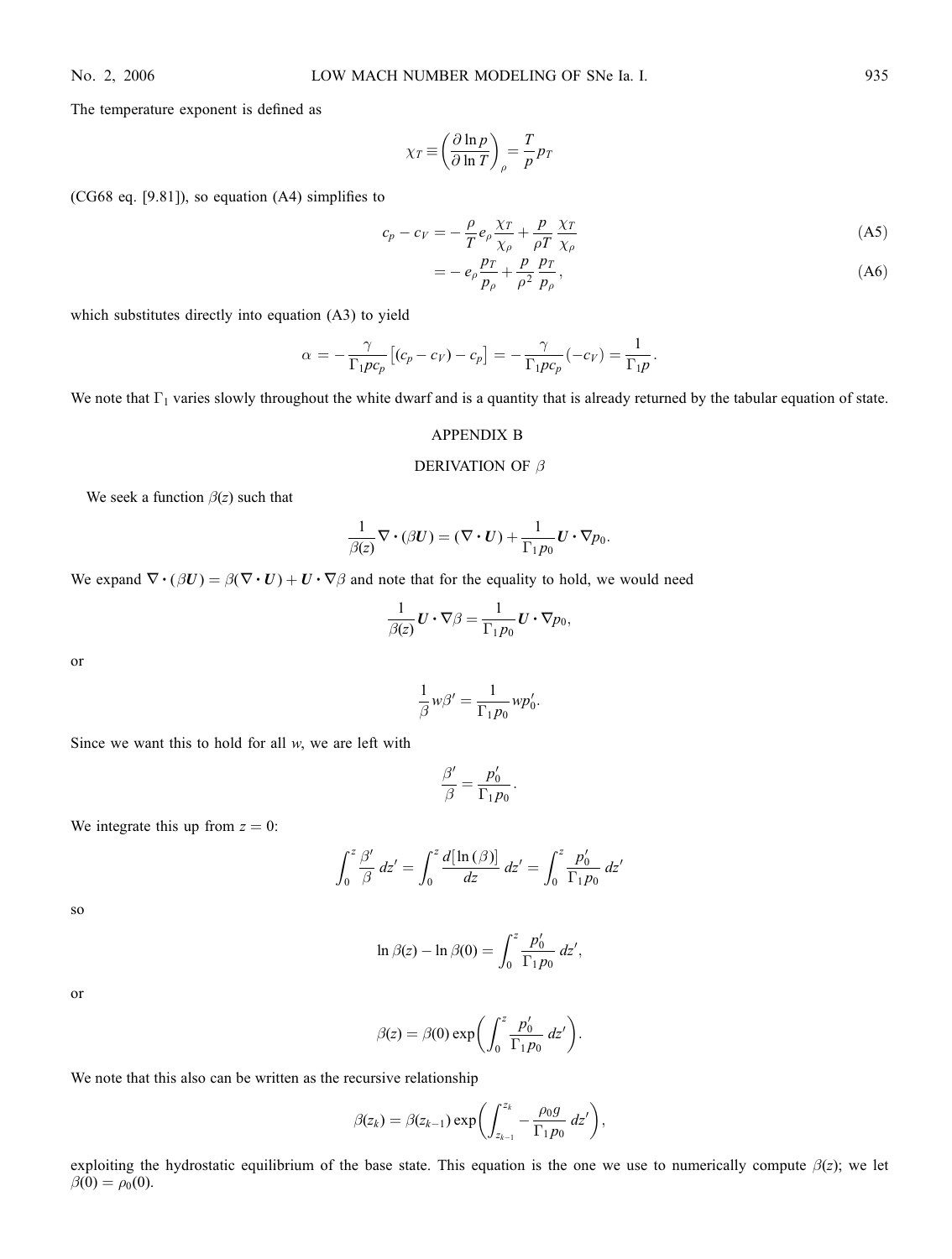The temperature exponent is defined as

$$\chi_T \equiv \left(\frac{\partial \ln p}{\partial \ln T}\right)_\rho = \frac{T}{p} p_T$$

(CG68 eq. [9.81]), so equation (A4) simplifies to

$$c_p - c_V = -\frac{\rho}{T} e_\rho \frac{\chi_T}{\chi_\rho} + \frac{p}{\rho T} \frac{\chi_T}{\chi_\rho} \tag{A5}$$

$$= -e_\rho \frac{p_T}{p_\rho} + \frac{p}{\rho^2} \frac{p_T}{p_\rho}, \tag{A6}$$

which substitutes directly into equation (A3) to yield

$$\alpha = -\frac{\gamma}{\Gamma_1 p c_p}\left[(c_p - c_V) - c_p\right] = -\frac{\gamma}{\Gamma_1 p c_p}(-c_V) = \frac{1}{\Gamma_1 p}.$$

We note that $\Gamma_1$ varies slowly throughout the white dwarf and is a quantity that is already returned by the tabular equation of state.

## APPENDIX B

## DERIVATION OF $\beta$

We seek a function $\beta(z)$ such that

$$\frac{1}{\beta(z)} \nabla \cdot (\beta \boldsymbol{U}) = (\nabla \cdot \boldsymbol{U}) + \frac{1}{\Gamma_1 p_0} \boldsymbol{U} \cdot \nabla p_0.$$

We expand $\nabla \cdot (\beta \boldsymbol{U}) = \beta(\nabla \cdot \boldsymbol{U}) + \boldsymbol{U} \cdot \nabla \beta$ and note that for the equality to hold, we would need

$$\frac{1}{\beta(z)} \boldsymbol{U} \cdot \nabla \beta = \frac{1}{\Gamma_1 p_0} \boldsymbol{U} \cdot \nabla p_0,$$

or

$$\frac{1}{\beta} w \beta' = \frac{1}{\Gamma_1 p_0} w p_0'.$$

Since we want this to hold for all $w$, we are left with

$$\frac{\beta'}{\beta} = \frac{p_0'}{\Gamma_1 p_0}.$$

We integrate this up from $z = 0$:

$$\int_0^z \frac{\beta'}{\beta}\, dz' = \int_0^z \frac{d[\ln(\beta)]}{dz}\, dz' = \int_0^z \frac{p_0'}{\Gamma_1 p_0}\, dz'$$

so

$$\ln \beta(z) - \ln \beta(0) = \int_0^z \frac{p_0'}{\Gamma_1 p_0}\, dz',$$

or

$$\beta(z) = \beta(0) \exp\left(\int_0^z \frac{p_0'}{\Gamma_1 p_0}\, dz'\right).$$

We note that this also can be written as the recursive relationship

$$\beta(z_k) = \beta(z_{k-1}) \exp\left(\int_{z_{k-1}}^{z_k} -\frac{\rho_0 g}{\Gamma_1 p_0}\, dz'\right),$$

exploiting the hydrostatic equilibrium of the base state. This equation is the one we use to numerically compute $\beta(z)$; we let $\beta(0) = \rho_0(0)$.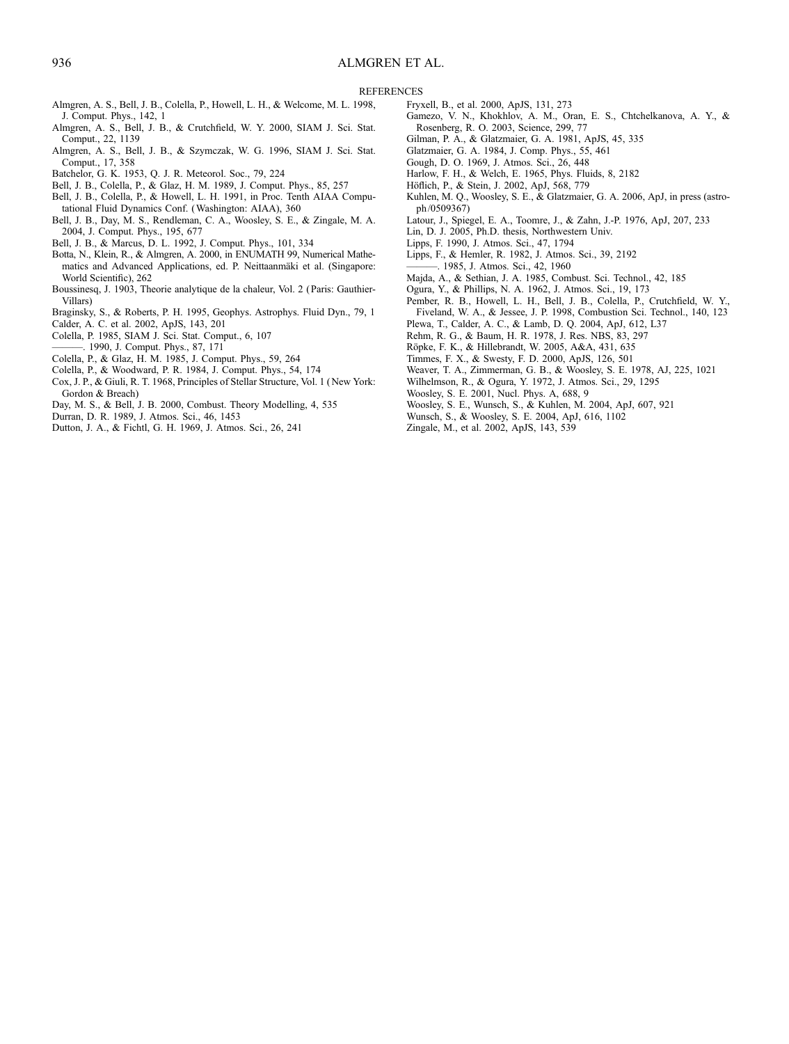## REFERENCES

Almgren, A. S., Bell, J. B., Colella, P., Howell, L. H., & Welcome, M. L. 1998, J. Comput. Phys., 142, 1

Almgren, A. S., Bell, J. B., & Crutchfield, W. Y. 2000, SIAM J. Sci. Stat. Comput., 22, 1139

Almgren, A. S., Bell, J. B., & Szymczak, W. G. 1996, SIAM J. Sci. Stat. Comput., 17, 358

Batchelor, G. K. 1953, Q. J. R. Meteorol. Soc., 79, 224

Bell, J. B., Colella, P., & Glaz, H. M. 1989, J. Comput. Phys., 85, 257

Bell, J. B., Colella, P., & Howell, L. H. 1991, in Proc. Tenth AIAA Computational Fluid Dynamics Conf. (Washington: AIAA), 360

Bell, J. B., Day, M. S., Rendleman, C. A., Woosley, S. E., & Zingale, M. A. 2004, J. Comput. Phys., 195, 677

Bell, J. B., & Marcus, D. L. 1992, J. Comput. Phys., 101, 334

Botta, N., Klein, R., & Almgren, A. 2000, in ENUMATH 99, Numerical Mathematics and Advanced Applications, ed. P. Neittaanmäki et al. (Singapore: World Scientific), 262

Boussinesq, J. 1903, Theorie analytique de la chaleur, Vol. 2 (Paris: Gauthier-Villars)

Braginsky, S., & Roberts, P. H. 1995, Geophys. Astrophys. Fluid Dyn., 79, 1

Calder, A. C. et al. 2002, ApJS, 143, 201

Colella, P. 1985, SIAM J. Sci. Stat. Comput., 6, 107

———. 1990, J. Comput. Phys., 87, 171

Colella, P., & Glaz, H. M. 1985, J. Comput. Phys., 59, 264

Colella, P., & Woodward, P. R. 1984, J. Comput. Phys., 54, 174

Cox, J. P., & Giuli, R. T. 1968, Principles of Stellar Structure, Vol. 1 (New York: Gordon & Breach)

Day, M. S., & Bell, J. B. 2000, Combust. Theory Modelling, 4, 535

Durran, D. R. 1989, J. Atmos. Sci., 46, 1453

Dutton, J. A., & Fichtl, G. H. 1969, J. Atmos. Sci., 26, 241

Fryxell, B., et al. 2000, ApJS, 131, 273

Gamezo, V. N., Khokhlov, A. M., Oran, E. S., Chtchelkanova, A. Y., & Rosenberg, R. O. 2003, Science, 299, 77

Gilman, P. A., & Glatzmaier, G. A. 1981, ApJS, 45, 335

Glatzmaier, G. A. 1984, J. Comp. Phys., 55, 461

Gough, D. O. 1969, J. Atmos. Sci., 26, 448

Harlow, F. H., & Welch, E. 1965, Phys. Fluids, 8, 2182

Höflich, P., & Stein, J. 2002, ApJ, 568, 779

Kuhlen, M. Q., Woosley, S. E., & Glatzmaier, G. A. 2006, ApJ, in press (astro-ph/0509367)

Latour, J., Spiegel, E. A., Toomre, J., & Zahn, J.-P. 1976, ApJ, 207, 233

Lin, D. J. 2005, Ph.D. thesis, Northwestern Univ.

Lipps, F. 1990, J. Atmos. Sci., 47, 1794

Lipps, F., & Hemler, R. 1982, J. Atmos. Sci., 39, 2192

———. 1985, J. Atmos. Sci., 42, 1960

Majda, A., & Sethian, J. A. 1985, Combust. Sci. Technol., 42, 185

Ogura, Y., & Phillips, N. A. 1962, J. Atmos. Sci., 19, 173

Pember, R. B., Howell, L. H., Bell, J. B., Colella, P., Crutchfield, W. Y., Fiveland, W. A., & Jessee, J. P. 1998, Combustion Sci. Technol., 140, 123

Plewa, T., Calder, A. C., & Lamb, D. Q. 2004, ApJ, 612, L37

Rehm, R. G., & Baum, H. R. 1978, J. Res. NBS, 83, 297

Röpke, F. K., & Hillebrandt, W. 2005, A&A, 431, 635

Timmes, F. X., & Swesty, F. D. 2000, ApJS, 126, 501

Weaver, T. A., Zimmerman, G. B., & Woosley, S. E. 1978, AJ, 225, 1021

Wilhelmson, R., & Ogura, Y. 1972, J. Atmos. Sci., 29, 1295

Woosley, S. E. 2001, Nucl. Phys. A, 688, 9

Woosley, S. E., Wunsch, S., & Kuhlen, M. 2004, ApJ, 607, 921

Wunsch, S., & Woosley, S. E. 2004, ApJ, 616, 1102

Zingale, M., et al. 2002, ApJS, 143, 539